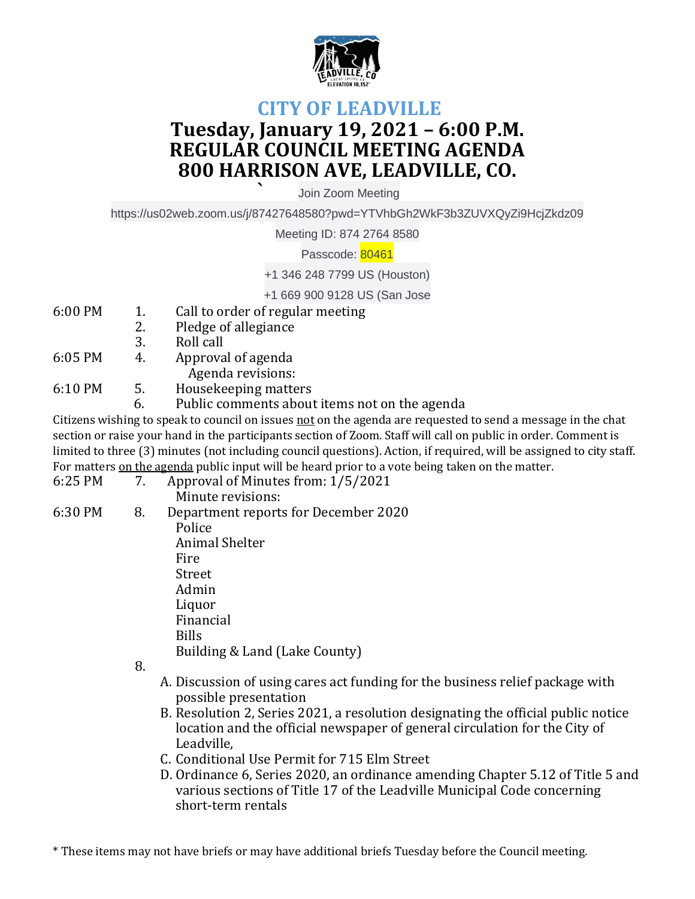# CITY OF LEADVILLE

## Tuesday, January 19, 2021 – 6:00 P.M.
## REGULAR COUNCIL MEETING AGENDA
## 800 HARRISON AVE, LEADVILLE, CO.

Join Zoom Meeting

https://us02web.zoom.us/j/87427648580?pwd=YTVhbGh2WkF3b3ZUVXQyZi9HcjZkdz09

Meeting ID: 874 2764 8580

Passcode: 80461

+1 346 248 7799 US (Houston)

+1 669 900 9128 US (San Jose

6:00 PM 1. Call to order of regular meeting
2. Pledge of allegiance
3. Roll call

6:05 PM 4. Approval of agenda
Agenda revisions:

6:10 PM 5. Housekeeping matters
6. Public comments about items not on the agenda

Citizens wishing to speak to council on issues not on the agenda are requested to send a message in the chat section or raise your hand in the participants section of Zoom. Staff will call on public in order. Comment is limited to three (3) minutes (not including council questions). Action, if required, will be assigned to city staff. For matters on the agenda public input will be heard prior to a vote being taken on the matter.

6:25 PM 7. Approval of Minutes from: 1/5/2021
Minute revisions:

6:30 PM 8. Department reports for December 2020
- Police
- Animal Shelter
- Fire
- Street
- Admin
- Liquor
- Financial
- Bills
- Building & Land (Lake County)

8.

A. Discussion of using cares act funding for the business relief package with possible presentation
B. Resolution 2, Series 2021, a resolution designating the official public notice location and the official newspaper of general circulation for the City of Leadville,
C. Conditional Use Permit for 715 Elm Street
D. Ordinance 6, Series 2020, an ordinance amending Chapter 5.12 of Title 5 and various sections of Title 17 of the Leadville Municipal Code concerning short-term rentals

* These items may not have briefs or may have additional briefs Tuesday before the Council meeting.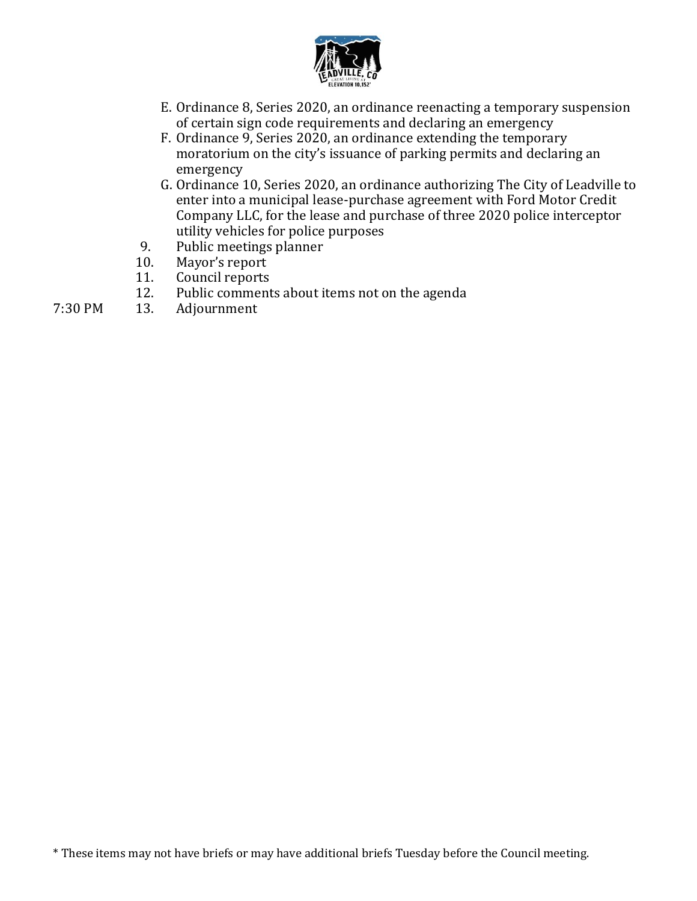E. Ordinance 8, Series 2020, an ordinance reenacting a temporary suspension of certain sign code requirements and declaring an emergency
F. Ordinance 9, Series 2020, an ordinance extending the temporary moratorium on the city's issuance of parking permits and declaring an emergency
G. Ordinance 10, Series 2020, an ordinance authorizing The City of Leadville to enter into a municipal lease-purchase agreement with Ford Motor Credit Company LLC, for the lease and purchase of three 2020 police interceptor utility vehicles for police purposes

9. Public meetings planner
10. Mayor's report
11. Council reports
12. Public comments about items not on the agenda

7:30 PM 13. Adjournment

* These items may not have briefs or may have additional briefs Tuesday before the Council meeting.